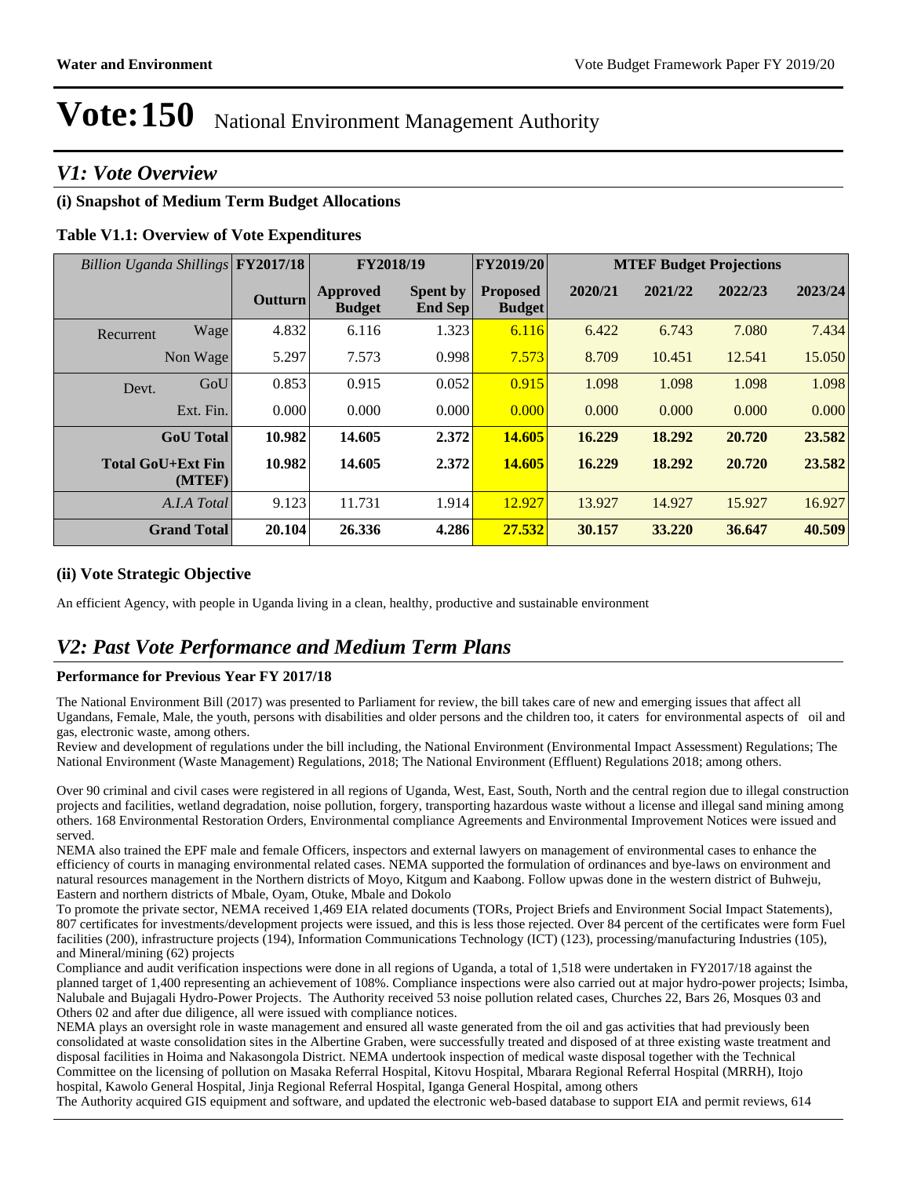# Vote:150 National Environment Management Authority

## V1: Vote Overview

### (i) Snapshot of Medium Term Budget Allocations

**Table V1.1: Overview of Vote Expenditures**

| *Billion Uganda Shillings* | | FY2017/18 | FY2018/19 | | FY2019/20 | MTEF Budget Projections | | | |
|---|---|---|---|---|---|---|---|---|---|
| | | Outturn | Approved Budget | Spent by End Sep | Proposed Budget | 2020/21 | 2021/22 | 2022/23 | 2023/24 |
| Recurrent | Wage | 4.832 | 6.116 | 1.323 | 6.116 | 6.422 | 6.743 | 7.080 | 7.434 |
| | Non Wage | 5.297 | 7.573 | 0.998 | 7.573 | 8.709 | 10.451 | 12.541 | 15.050 |
| Devt. | GoU | 0.853 | 0.915 | 0.052 | 0.915 | 1.098 | 1.098 | 1.098 | 1.098 |
| | Ext. Fin. | 0.000 | 0.000 | 0.000 | 0.000 | 0.000 | 0.000 | 0.000 | 0.000 |
| | **GoU Total** | **10.982** | **14.605** | **2.372** | **14.605** | **16.229** | **18.292** | **20.720** | **23.582** |
| | **Total GoU+Ext Fin (MTEF)** | **10.982** | **14.605** | **2.372** | **14.605** | **16.229** | **18.292** | **20.720** | **23.582** |
| | *A.I.A Total* | 9.123 | 11.731 | 1.914 | 12.927 | 13.927 | 14.927 | 15.927 | 16.927 |
| | **Grand Total** | **20.104** | **26.336** | **4.286** | **27.532** | **30.157** | **33.220** | **36.647** | **40.509** |

### (ii) Vote Strategic Objective

An efficient Agency, with people in Uganda living in a clean, healthy, productive and sustainable environment

## V2: Past Vote Performance and Medium Term Plans

**Performance for Previous Year FY 2017/18**

The National Environment Bill (2017) was presented to Parliament for review, the bill takes care of new and emerging issues that affect all Ugandans, Female, Male, the youth, persons with disabilities and older persons and the children too, it caters for environmental aspects of oil and gas, electronic waste, among others.
Review and development of regulations under the bill including, the National Environment (Environmental Impact Assessment) Regulations; The National Environment (Waste Management) Regulations, 2018; The National Environment (Effluent) Regulations 2018; among others.

Over 90 criminal and civil cases were registered in all regions of Uganda, West, East, South, North and the central region due to illegal construction projects and facilities, wetland degradation, noise pollution, forgery, transporting hazardous waste without a license and illegal sand mining among others. 168 Environmental Restoration Orders, Environmental compliance Agreements and Environmental Improvement Notices were issued and served.
NEMA also trained the EPF male and female Officers, inspectors and external lawyers on management of environmental cases to enhance the efficiency of courts in managing environmental related cases. NEMA supported the formulation of ordinances and bye-laws on environment and natural resources management in the Northern districts of Moyo, Kitgum and Kaabong. Follow upwas done in the western district of Buhweju, Eastern and northern districts of Mbale, Oyam, Otuke, Mbale and Dokolo
To promote the private sector, NEMA received 1,469 EIA related documents (TORs, Project Briefs and Environment Social Impact Statements), 807 certificates for investments/development projects were issued, and this is less those rejected. Over 84 percent of the certificates were form Fuel facilities (200), infrastructure projects (194), Information Communications Technology (ICT) (123), processing/manufacturing Industries (105), and Mineral/mining (62) projects
Compliance and audit verification inspections were done in all regions of Uganda, a total of 1,518 were undertaken in FY2017/18 against the planned target of 1,400 representing an achievement of 108%. Compliance inspections were also carried out at major hydro-power projects; Isimba, Nalubale and Bujagali Hydro-Power Projects. The Authority received 53 noise pollution related cases, Churches 22, Bars 26, Mosques 03 and Others 02 and after due diligence, all were issued with compliance notices.
NEMA plays an oversight role in waste management and ensured all waste generated from the oil and gas activities that had previously been consolidated at waste consolidation sites in the Albertine Graben, were successfully treated and disposed of at three existing waste treatment and disposal facilities in Hoima and Nakasongola District. NEMA undertook inspection of medical waste disposal together with the Technical Committee on the licensing of pollution on Masaka Referral Hospital, Kitovu Hospital, Mbarara Regional Referral Hospital (MRRH), Itojo hospital, Kawolo General Hospital, Jinja Regional Referral Hospital, Iganga General Hospital, among others
The Authority acquired GIS equipment and software, and updated the electronic web-based database to support EIA and permit reviews, 614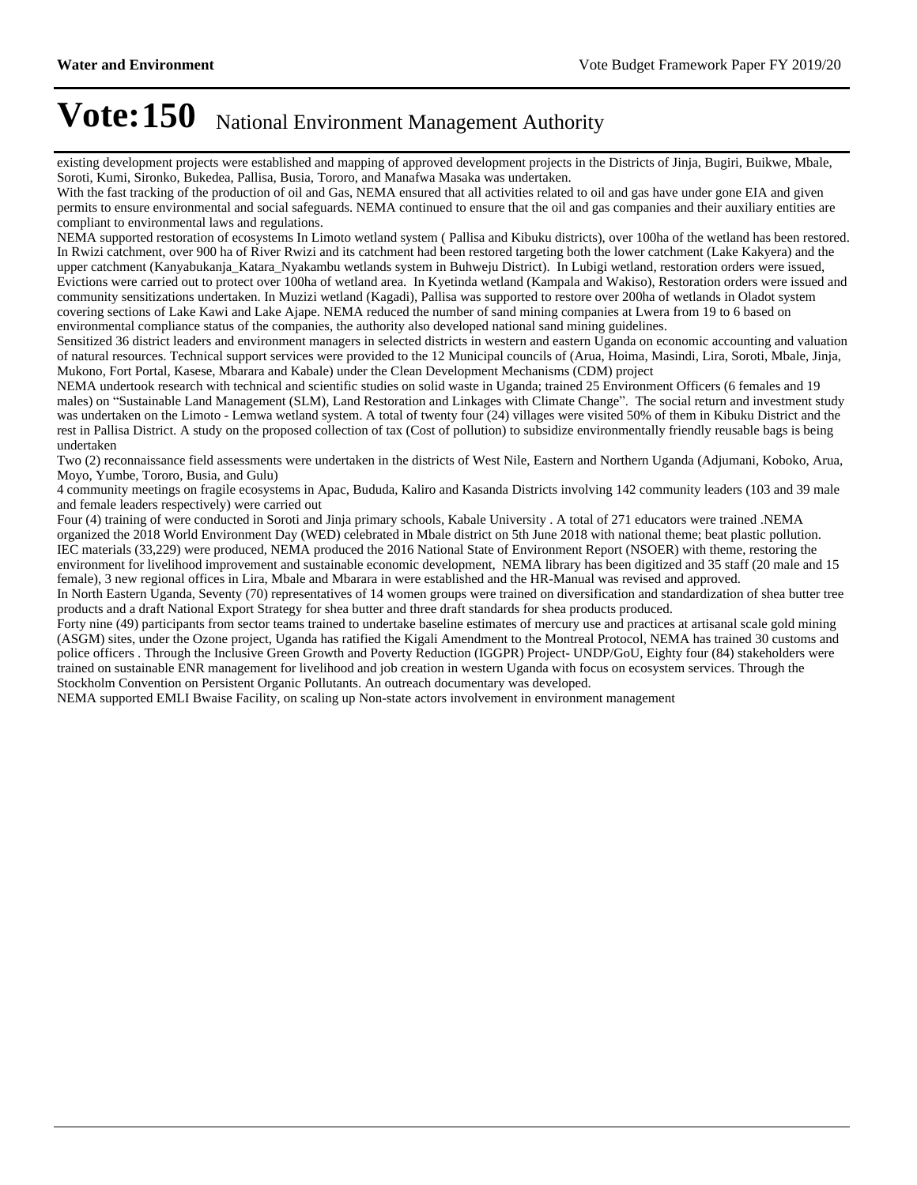existing development projects were established and mapping of approved development projects in the Districts of Jinja, Bugiri, Buikwe, Mbale, Soroti, Kumi, Sironko, Bukedea, Pallisa, Busia, Tororo, and Manafwa Masaka was undertaken.

With the fast tracking of the production of oil and Gas, NEMA ensured that all activities related to oil and gas have under gone EIA and given permits to ensure environmental and social safeguards. NEMA continued to ensure that the oil and gas companies and their auxiliary entities are compliant to environmental laws and regulations.

NEMA supported restoration of ecosystems In Limoto wetland system ( Pallisa and Kibuku districts), over 100ha of the wetland has been restored. In Rwizi catchment, over 900 ha of River Rwizi and its catchment had been restored targeting both the lower catchment (Lake Kakyera) and the upper catchment (Kanyabukanja_Katara_Nyakambu wetlands system in Buhweju District). In Lubigi wetland, restoration orders were issued, Evictions were carried out to protect over 100ha of wetland area. In Kyetinda wetland (Kampala and Wakiso), Restoration orders were issued and community sensitizations undertaken. In Muzizi wetland (Kagadi), Pallisa was supported to restore over 200ha of wetlands in Oladot system covering sections of Lake Kawi and Lake Ajape. NEMA reduced the number of sand mining companies at Lwera from 19 to 6 based on environmental compliance status of the companies, the authority also developed national sand mining guidelines.

Sensitized 36 district leaders and environment managers in selected districts in western and eastern Uganda on economic accounting and valuation of natural resources. Technical support services were provided to the 12 Municipal councils of (Arua, Hoima, Masindi, Lira, Soroti, Mbale, Jinja, Mukono, Fort Portal, Kasese, Mbarara and Kabale) under the Clean Development Mechanisms (CDM) project

NEMA undertook research with technical and scientific studies on solid waste in Uganda; trained 25 Environment Officers (6 females and 19 males) on "Sustainable Land Management (SLM), Land Restoration and Linkages with Climate Change". The social return and investment study was undertaken on the Limoto - Lemwa wetland system. A total of twenty four (24) villages were visited 50% of them in Kibuku District and the rest in Pallisa District. A study on the proposed collection of tax (Cost of pollution) to subsidize environmentally friendly reusable bags is being undertaken

Two (2) reconnaissance field assessments were undertaken in the districts of West Nile, Eastern and Northern Uganda (Adjumani, Koboko, Arua, Moyo, Yumbe, Tororo, Busia, and Gulu)

4 community meetings on fragile ecosystems in Apac, Bududa, Kaliro and Kasanda Districts involving 142 community leaders (103 and 39 male and female leaders respectively) were carried out

Four (4) training of were conducted in Soroti and Jinja primary schools, Kabale University . A total of 271 educators were trained .NEMA organized the 2018 World Environment Day (WED) celebrated in Mbale district on 5th June 2018 with national theme; beat plastic pollution. IEC materials (33,229) were produced, NEMA produced the 2016 National State of Environment Report (NSOER) with theme, restoring the environment for livelihood improvement and sustainable economic development, NEMA library has been digitized and 35 staff (20 male and 15 female), 3 new regional offices in Lira, Mbale and Mbarara in were established and the HR-Manual was revised and approved.

In North Eastern Uganda, Seventy (70) representatives of 14 women groups were trained on diversification and standardization of shea butter tree products and a draft National Export Strategy for shea butter and three draft standards for shea products produced.

Forty nine (49) participants from sector teams trained to undertake baseline estimates of mercury use and practices at artisanal scale gold mining (ASGM) sites, under the Ozone project, Uganda has ratified the Kigali Amendment to the Montreal Protocol, NEMA has trained 30 customs and police officers . Through the Inclusive Green Growth and Poverty Reduction (IGGPR) Project- UNDP/GoU, Eighty four (84) stakeholders were trained on sustainable ENR management for livelihood and job creation in western Uganda with focus on ecosystem services. Through the Stockholm Convention on Persistent Organic Pollutants. An outreach documentary was developed.

NEMA supported EMLI Bwaise Facility, on scaling up Non-state actors involvement in environment management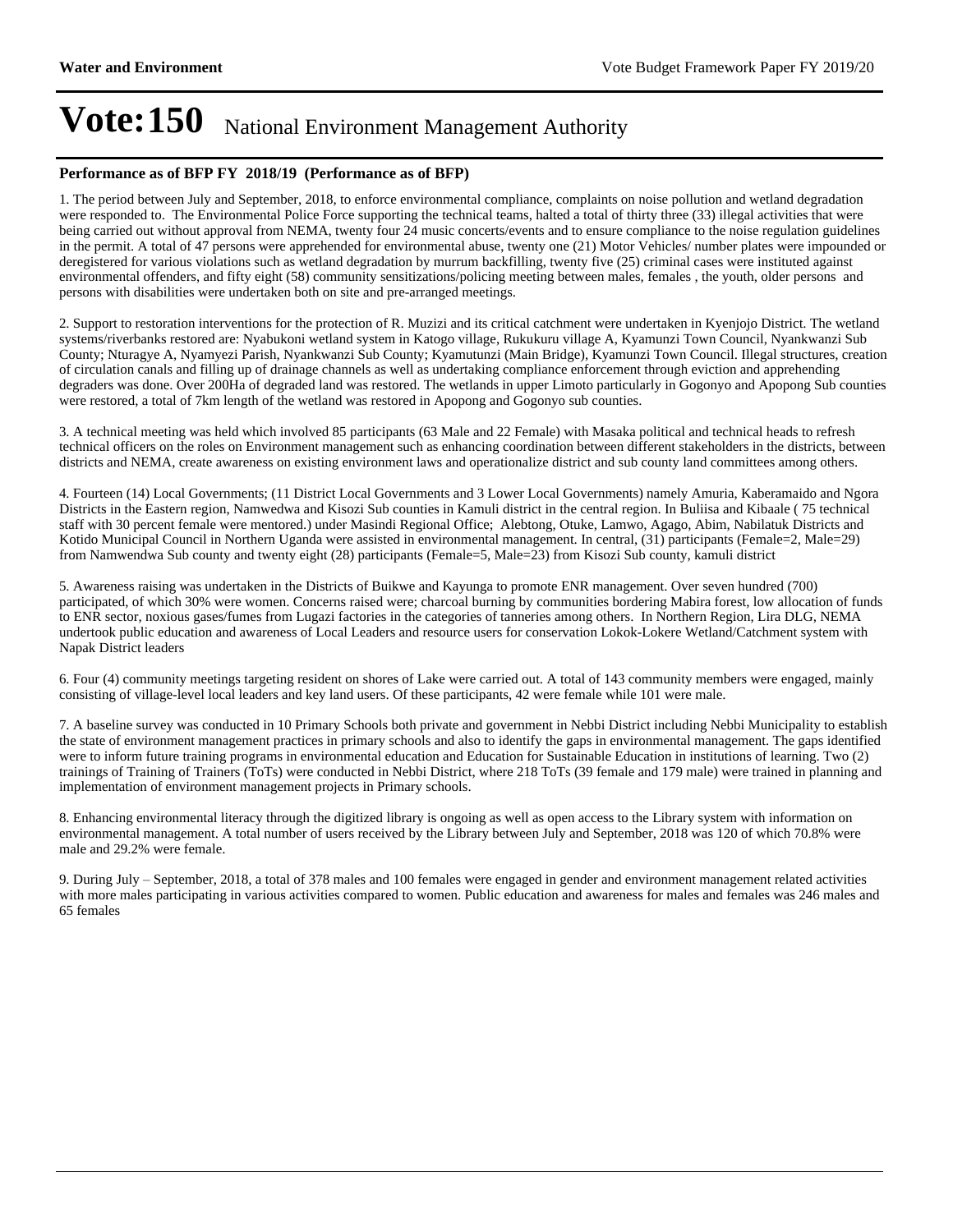# Vote:150 National Environment Management Authority

**Performance as of BFP FY 2018/19 (Performance as of BFP)**

1. The period between July and September, 2018, to enforce environmental compliance, complaints on noise pollution and wetland degradation were responded to. The Environmental Police Force supporting the technical teams, halted a total of thirty three (33) illegal activities that were being carried out without approval from NEMA, twenty four 24 music concerts/events and to ensure compliance to the noise regulation guidelines in the permit. A total of 47 persons were apprehended for environmental abuse, twenty one (21) Motor Vehicles/ number plates were impounded or deregistered for various violations such as wetland degradation by murrum backfilling, twenty five (25) criminal cases were instituted against environmental offenders, and fifty eight (58) community sensitizations/policing meeting between males, females , the youth, older persons and persons with disabilities were undertaken both on site and pre-arranged meetings.

2. Support to restoration interventions for the protection of R. Muzizi and its critical catchment were undertaken in Kyenjojo District. The wetland systems/riverbanks restored are: Nyabukoni wetland system in Katogo village, Rukukuru village A, Kyamunzi Town Council, Nyankwanzi Sub County; Nturagye A, Nyamyezi Parish, Nyankwanzi Sub County; Kyamutunzi (Main Bridge), Kyamunzi Town Council. Illegal structures, creation of circulation canals and filling up of drainage channels as well as undertaking compliance enforcement through eviction and apprehending degraders was done. Over 200Ha of degraded land was restored. The wetlands in upper Limoto particularly in Gogonyo and Apopong Sub counties were restored, a total of 7km length of the wetland was restored in Apopong and Gogonyo sub counties.

3. A technical meeting was held which involved 85 participants (63 Male and 22 Female) with Masaka political and technical heads to refresh technical officers on the roles on Environment management such as enhancing coordination between different stakeholders in the districts, between districts and NEMA, create awareness on existing environment laws and operationalize district and sub county land committees among others.

4. Fourteen (14) Local Governments; (11 District Local Governments and 3 Lower Local Governments) namely Amuria, Kaberamaido and Ngora Districts in the Eastern region, Namwedwa and Kisozi Sub counties in Kamuli district in the central region. In Buliisa and Kibaale ( 75 technical staff with 30 percent female were mentored.) under Masindi Regional Office; Alebtong, Otuke, Lamwo, Agago, Abim, Nabilatuk Districts and Kotido Municipal Council in Northern Uganda were assisted in environmental management. In central, (31) participants (Female=2, Male=29) from Namwendwa Sub county and twenty eight (28) participants (Female=5, Male=23) from Kisozi Sub county, kamuli district

5. Awareness raising was undertaken in the Districts of Buikwe and Kayunga to promote ENR management. Over seven hundred (700) participated, of which 30% were women. Concerns raised were; charcoal burning by communities bordering Mabira forest, low allocation of funds to ENR sector, noxious gases/fumes from Lugazi factories in the categories of tanneries among others. In Northern Region, Lira DLG, NEMA undertook public education and awareness of Local Leaders and resource users for conservation Lokok-Lokere Wetland/Catchment system with Napak District leaders

6. Four (4) community meetings targeting resident on shores of Lake were carried out. A total of 143 community members were engaged, mainly consisting of village-level local leaders and key land users. Of these participants, 42 were female while 101 were male.

7. A baseline survey was conducted in 10 Primary Schools both private and government in Nebbi District including Nebbi Municipality to establish the state of environment management practices in primary schools and also to identify the gaps in environmental management. The gaps identified were to inform future training programs in environmental education and Education for Sustainable Education in institutions of learning. Two (2) trainings of Training of Trainers (ToTs) were conducted in Nebbi District, where 218 ToTs (39 female and 179 male) were trained in planning and implementation of environment management projects in Primary schools.

8. Enhancing environmental literacy through the digitized library is ongoing as well as open access to the Library system with information on environmental management. A total number of users received by the Library between July and September, 2018 was 120 of which 70.8% were male and 29.2% were female.

9. During July – September, 2018, a total of 378 males and 100 females were engaged in gender and environment management related activities with more males participating in various activities compared to women. Public education and awareness for males and females was 246 males and 65 females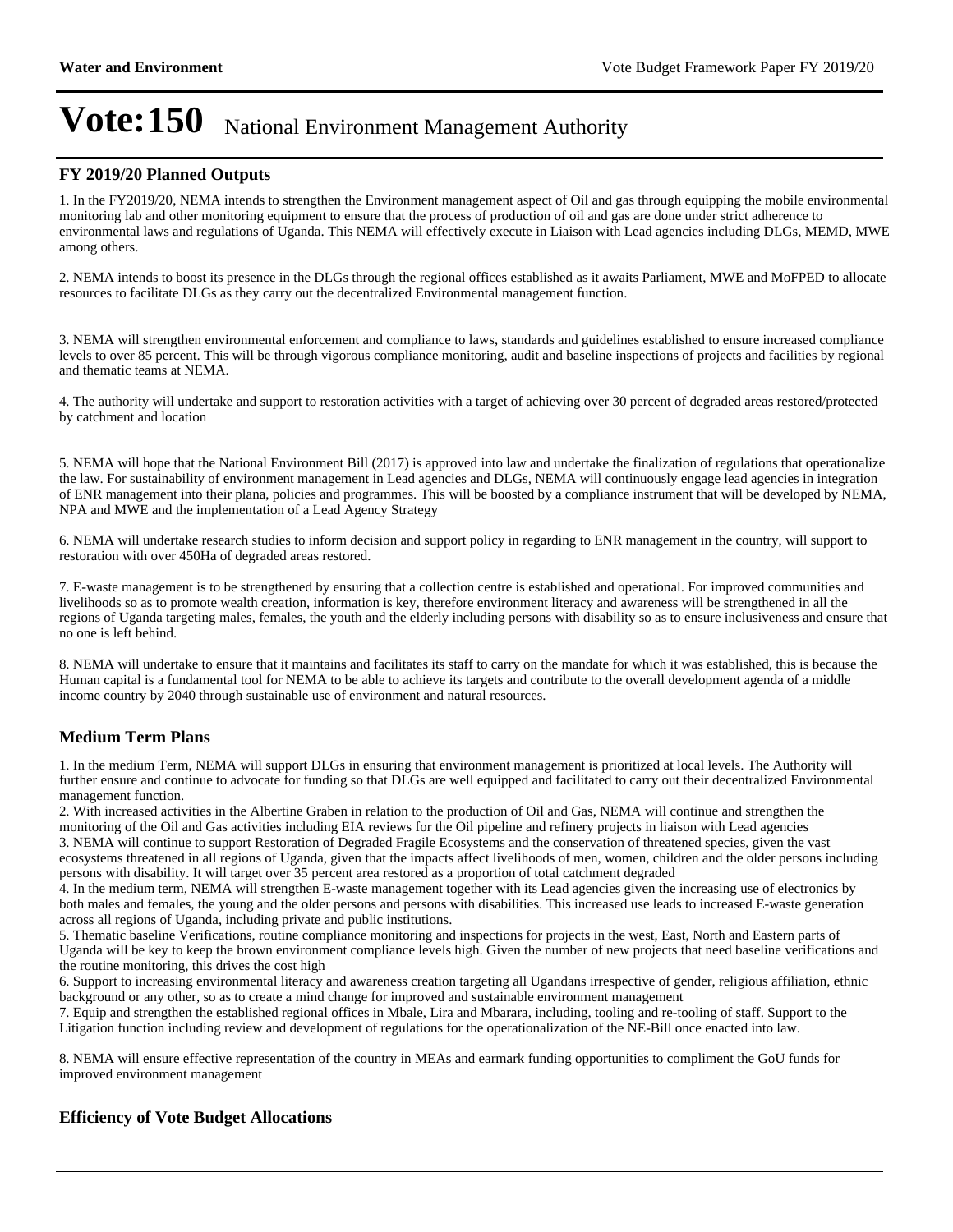# Vote:150 National Environment Management Authority

### FY 2019/20 Planned Outputs

1. In the FY2019/20, NEMA intends to strengthen the Environment management aspect of Oil and gas through equipping the mobile environmental monitoring lab and other monitoring equipment to ensure that the process of production of oil and gas are done under strict adherence to environmental laws and regulations of Uganda. This NEMA will effectively execute in Liaison with Lead agencies including DLGs, MEMD, MWE among others.

2. NEMA intends to boost its presence in the DLGs through the regional offices established as it awaits Parliament, MWE and MoFPED to allocate resources to facilitate DLGs as they carry out the decentralized Environmental management function.

3. NEMA will strengthen environmental enforcement and compliance to laws, standards and guidelines established to ensure increased compliance levels to over 85 percent. This will be through vigorous compliance monitoring, audit and baseline inspections of projects and facilities by regional and thematic teams at NEMA.

4. The authority will undertake and support to restoration activities with a target of achieving over 30 percent of degraded areas restored/protected by catchment and location

5. NEMA will hope that the National Environment Bill (2017) is approved into law and undertake the finalization of regulations that operationalize the law. For sustainability of environment management in Lead agencies and DLGs, NEMA will continuously engage lead agencies in integration of ENR management into their plana, policies and programmes. This will be boosted by a compliance instrument that will be developed by NEMA, NPA and MWE and the implementation of a Lead Agency Strategy

6. NEMA will undertake research studies to inform decision and support policy in regarding to ENR management in the country, will support to restoration with over 450Ha of degraded areas restored.

7. E-waste management is to be strengthened by ensuring that a collection centre is established and operational. For improved communities and livelihoods so as to promote wealth creation, information is key, therefore environment literacy and awareness will be strengthened in all the regions of Uganda targeting males, females, the youth and the elderly including persons with disability so as to ensure inclusiveness and ensure that no one is left behind.

8. NEMA will undertake to ensure that it maintains and facilitates its staff to carry on the mandate for which it was established, this is because the Human capital is a fundamental tool for NEMA to be able to achieve its targets and contribute to the overall development agenda of a middle income country by 2040 through sustainable use of environment and natural resources.

## Medium Term Plans

1. In the medium Term, NEMA will support DLGs in ensuring that environment management is prioritized at local levels. The Authority will further ensure and continue to advocate for funding so that DLGs are well equipped and facilitated to carry out their decentralized Environmental management function.
2. With increased activities in the Albertine Graben in relation to the production of Oil and Gas, NEMA will continue and strengthen the monitoring of the Oil and Gas activities including EIA reviews for the Oil pipeline and refinery projects in liaison with Lead agencies
3. NEMA will continue to support Restoration of Degraded Fragile Ecosystems and the conservation of threatened species, given the vast ecosystems threatened in all regions of Uganda, given that the impacts affect livelihoods of men, women, children and the older persons including persons with disability. It will target over 35 percent area restored as a proportion of total catchment degraded
4. In the medium term, NEMA will strengthen E-waste management together with its Lead agencies given the increasing use of electronics by both males and females, the young and the older persons and persons with disabilities. This increased use leads to increased E-waste generation across all regions of Uganda, including private and public institutions.
5. Thematic baseline Verifications, routine compliance monitoring and inspections for projects in the west, East, North and Eastern parts of Uganda will be key to keep the brown environment compliance levels high. Given the number of new projects that need baseline verifications and the routine monitoring, this drives the cost high
6. Support to increasing environmental literacy and awareness creation targeting all Ugandans irrespective of gender, religious affiliation, ethnic background or any other, so as to create a mind change for improved and sustainable environment management
7. Equip and strengthen the established regional offices in Mbale, Lira and Mbarara, including, tooling and re-tooling of staff. Support to the Litigation function including review and development of regulations for the operationalization of the NE-Bill once enacted into law.

8. NEMA will ensure effective representation of the country in MEAs and earmark funding opportunities to compliment the GoU funds for improved environment management

## Efficiency of Vote Budget Allocations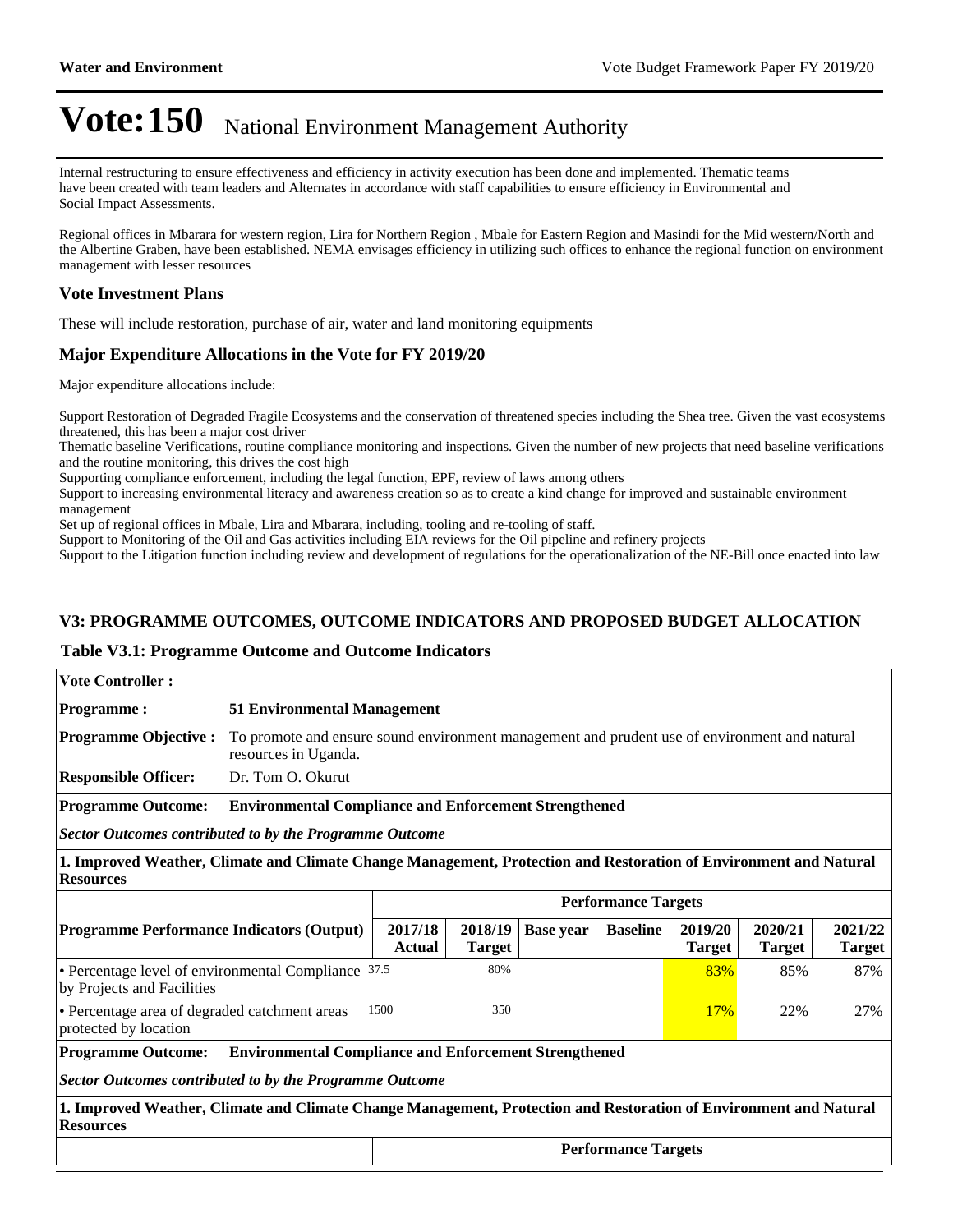Internal restructuring to ensure effectiveness and efficiency in activity execution has been done and implemented. Thematic teams have been created with team leaders and Alternates in accordance with staff capabilities to ensure efficiency in Environmental and Social Impact Assessments.

Regional offices in Mbarara for western region, Lira for Northern Region , Mbale for Eastern Region and Masindi for the Mid western/North and the Albertine Graben, have been established. NEMA envisages efficiency in utilizing such offices to enhance the regional function on environment management with lesser resources

### Vote Investment Plans

These will include restoration, purchase of air, water and land monitoring equipments

### Major Expenditure Allocations in the Vote for FY 2019/20

Major expenditure allocations include:

Support Restoration of Degraded Fragile Ecosystems and the conservation of threatened species including the Shea tree. Given the vast ecosystems threatened, this has been a major cost driver
Thematic baseline Verifications, routine compliance monitoring and inspections. Given the number of new projects that need baseline verifications and the routine monitoring, this drives the cost high
Supporting compliance enforcement, including the legal function, EPF, review of laws among others
Support to increasing environmental literacy and awareness creation so as to create a kind change for improved and sustainable environment management
Set up of regional offices in Mbale, Lira and Mbarara, including, tooling and re-tooling of staff.
Support to Monitoring of the Oil and Gas activities including EIA reviews for the Oil pipeline and refinery projects
Support to the Litigation function including review and development of regulations for the operationalization of the NE-Bill once enacted into law

## V3: PROGRAMME OUTCOMES, OUTCOME INDICATORS AND PROPOSED BUDGET ALLOCATION

### Table V3.1: Programme Outcome and Outcome Indicators

**Vote Controller :**

**Programme :** **51 Environmental Management**

**Programme Objective :** To promote and ensure sound environment management and prudent use of environment and natural resources in Uganda.

**Responsible Officer:** Dr. Tom O. Okurut

**Programme Outcome:** **Environmental Compliance and Enforcement Strengthened**

***Sector Outcomes contributed to by the Programme Outcome***

**1. Improved Weather, Climate and Climate Change Management, Protection and Restoration of Environment and Natural Resources**

| Programme Performance Indicators (Output) | 2017/18 Actual | 2018/19 Target | Base year | Baseline | 2019/20 Target | 2020/21 Target | 2021/22 Target |
|---|---|---|---|---|---|---|---|
| • Percentage level of environmental Compliance by Projects and Facilities | 37.5 | 80% | | | 83% | 85% | 87% |
| • Percentage area of degraded catchment areas protected by location | 1500 | 350 | | | 17% | 22% | 27% |

**Programme Outcome:** **Environmental Compliance and Enforcement Strengthened**

***Sector Outcomes contributed to by the Programme Outcome***

**1. Improved Weather, Climate and Climate Change Management, Protection and Restoration of Environment and Natural Resources**

| | Performance Targets |
|---|---|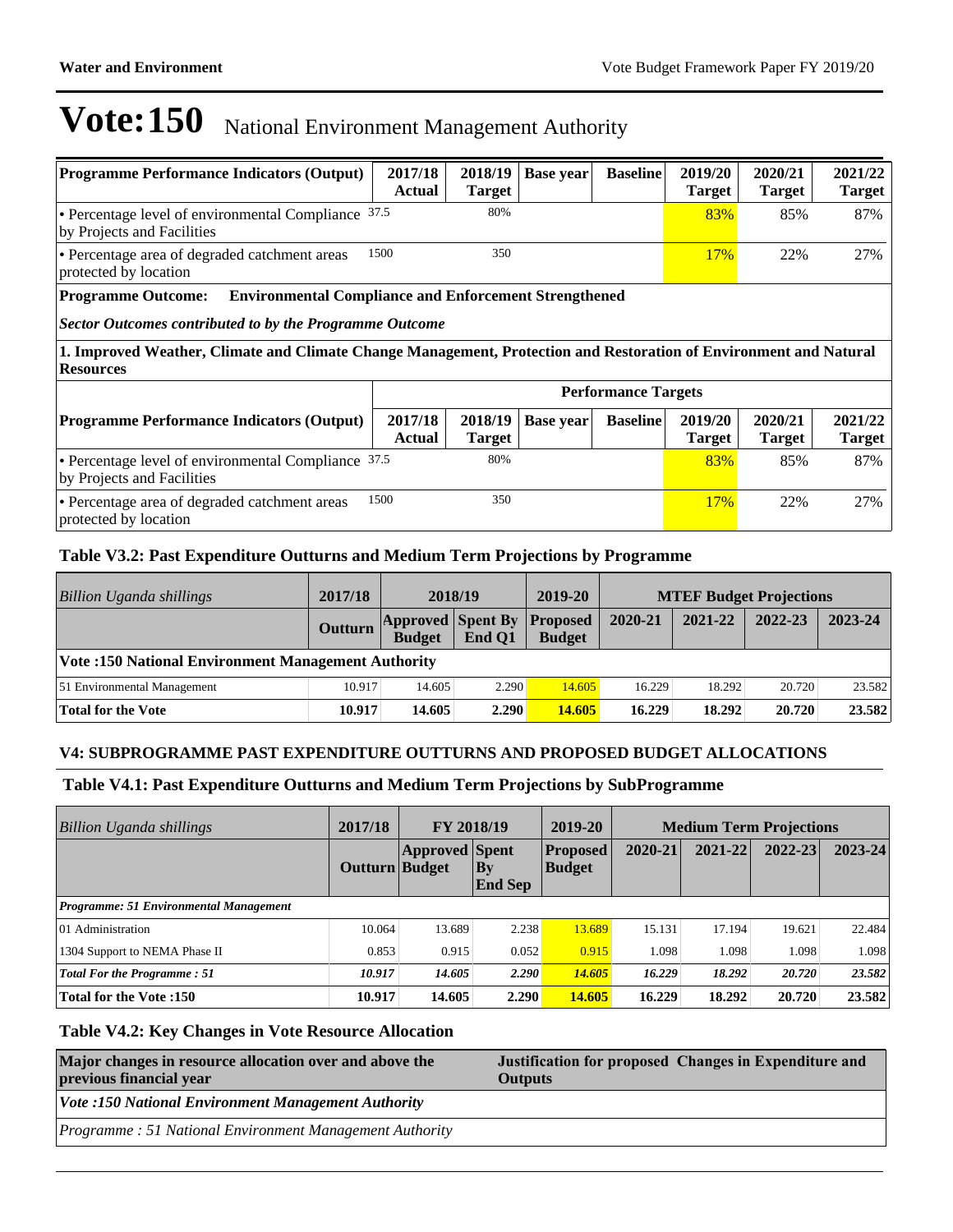# Vote:150 National Environment Management Authority

| Programme Performance Indicators (Output) | 2017/18 Actual | 2018/19 Target | Base year | Baseline | 2019/20 Target | 2020/21 Target | 2021/22 Target |
|---|---|---|---|---|---|---|---|
| • Percentage level of environmental Compliance by Projects and Facilities | 37.5 | 80% | | | 83% | 85% | 87% |
| • Percentage area of degraded catchment areas protected by location | 1500 | 350 | | | 17% | 22% | 27% |

**Programme Outcome: Environmental Compliance and Enforcement Strengthened**

***Sector Outcomes contributed to by the Programme Outcome***

**1. Improved Weather, Climate and Climate Change Management, Protection and Restoration of Environment and Natural Resources**

| | Performance Targets | | | | | | |
|---|---|---|---|---|---|---|---|
| **Programme Performance Indicators (Output)** | **2017/18 Actual** | **2018/19 Target** | **Base year** | **Baseline** | **2019/20 Target** | **2020/21 Target** | **2021/22 Target** |
| • Percentage level of environmental Compliance by Projects and Facilities | 37.5 | 80% | | | 83% | 85% | 87% |
| • Percentage area of degraded catchment areas protected by location | 1500 | 350 | | | 17% | 22% | 27% |

### Table V3.2: Past Expenditure Outturns and Medium Term Projections by Programme

| *Billion Uganda shillings* | 2017/18 | 2018/19 | | 2019-20 | MTEF Budget Projections | | | |
|---|---|---|---|---|---|---|---|---|
| | Outturn | Approved Budget | Spent By End Q1 | Proposed Budget | 2020-21 | 2021-22 | 2022-23 | 2023-24 |
| **Vote :150 National Environment Management Authority** | | | | | | | | |
| 51 Environmental Management | 10.917 | 14.605 | 2.290 | 14.605 | 16.229 | 18.292 | 20.720 | 23.582 |
| **Total for the Vote** | **10.917** | **14.605** | **2.290** | **14.605** | **16.229** | **18.292** | **20.720** | **23.582** |

## V4: SUBPROGRAMME PAST EXPENDITURE OUTTURNS AND PROPOSED BUDGET ALLOCATIONS

### Table V4.1: Past Expenditure Outturns and Medium Term Projections by SubProgramme

| *Billion Uganda shillings* | 2017/18 | FY 2018/19 | | 2019-20 | Medium Term Projections | | | |
|---|---|---|---|---|---|---|---|---|
| | Outturn | Approved Budget | Spent By End Sep | Proposed Budget | 2020-21 | 2021-22 | 2022-23 | 2023-24 |
| ***Programme: 51 Environmental Management*** | | | | | | | | |
| 01 Administration | 10.064 | 13.689 | 2.238 | 13.689 | 15.131 | 17.194 | 19.621 | 22.484 |
| 1304 Support to NEMA Phase II | 0.853 | 0.915 | 0.052 | 0.915 | 1.098 | 1.098 | 1.098 | 1.098 |
| ***Total For the Programme : 51*** | ***10.917*** | ***14.605*** | ***2.290*** | ***14.605*** | ***16.229*** | ***18.292*** | ***20.720*** | ***23.582*** |
| **Total for the Vote :150** | **10.917** | **14.605** | **2.290** | **14.605** | **16.229** | **18.292** | **20.720** | **23.582** |

### Table V4.2: Key Changes in Vote Resource Allocation

| Major changes in resource allocation over and above the previous financial year | Justification for proposed Changes in Expenditure and Outputs |
|---|---|
| ***Vote :150 National Environment Management Authority*** | |
| *Programme : 51 National Environment Management Authority* | |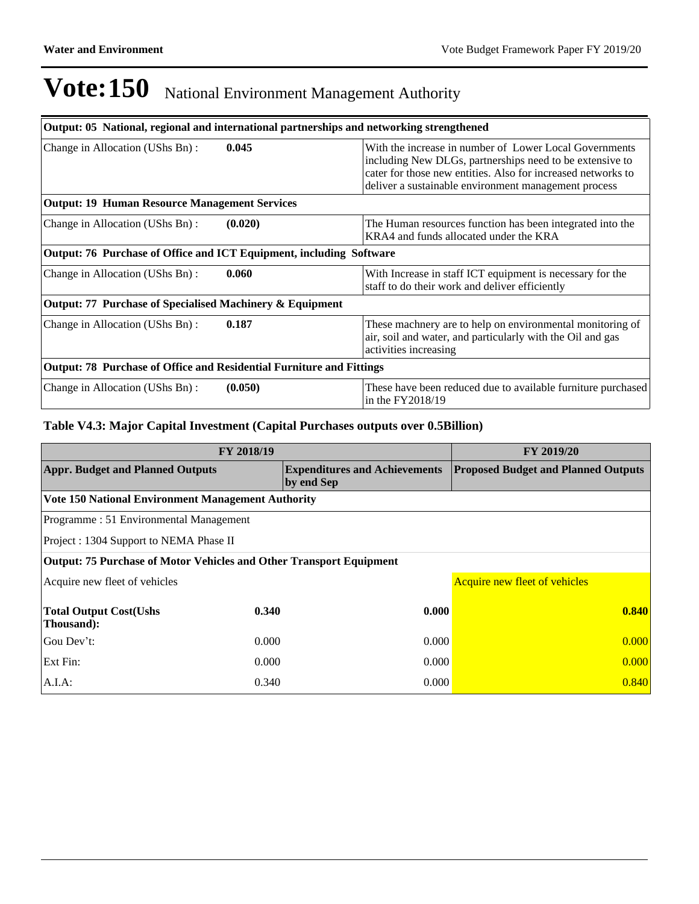# Vote:150 National Environment Management Authority

| **Output: 05 National, regional and international partnerships and networking strengthened** | | |
|---|---|---|
| Change in Allocation (UShs Bn) : | **0.045** | With the increase in number of Lower Local Governments including New DLGs, partnerships need to be extensive to cater for those new entities. Also for increased networks to deliver a sustainable environment management process |
| **Output: 19 Human Resource Management Services** | | |
| Change in Allocation (UShs Bn) : | **(0.020)** | The Human resources function has been integrated into the KRA4 and funds allocated under the KRA |
| **Output: 76 Purchase of Office and ICT Equipment, including Software** | | |
| Change in Allocation (UShs Bn) : | **0.060** | With Increase in staff ICT equipment is necessary for the staff to do their work and deliver efficiently |
| **Output: 77 Purchase of Specialised Machinery & Equipment** | | |
| Change in Allocation (UShs Bn) : | **0.187** | These machnery are to help on environmental monitoring of air, soil and water, and particularly with the Oil and gas activities increasing |
| **Output: 78 Purchase of Office and Residential Furniture and Fittings** | | |
| Change in Allocation (UShs Bn) : | **(0.050)** | These have been reduced due to available furniture purchased in the FY2018/19 |

### Table V4.3: Major Capital Investment (Capital Purchases outputs over 0.5Billion)

| FY 2018/19 | | | FY 2019/20 |
|---|---|---|---|
| **Appr. Budget and Planned Outputs** | | **Expenditures and Achievements by end Sep** | **Proposed Budget and Planned Outputs** |
| **Vote 150 National Environment Management Authority** | | | |
| Programme : 51 Environmental Management | | | |
| Project : 1304 Support to NEMA Phase II | | | |
| **Output: 75 Purchase of Motor Vehicles and Other Transport Equipment** | | | |
| Acquire new fleet of vehicles | | | Acquire new fleet of vehicles |
| **Total Output Cost(Ushs Thousand):** | **0.340** | **0.000** | **0.840** |
| Gou Dev't: | 0.000 | 0.000 | 0.000 |
| Ext Fin: | 0.000 | 0.000 | 0.000 |
| A.I.A: | 0.340 | 0.000 | 0.840 |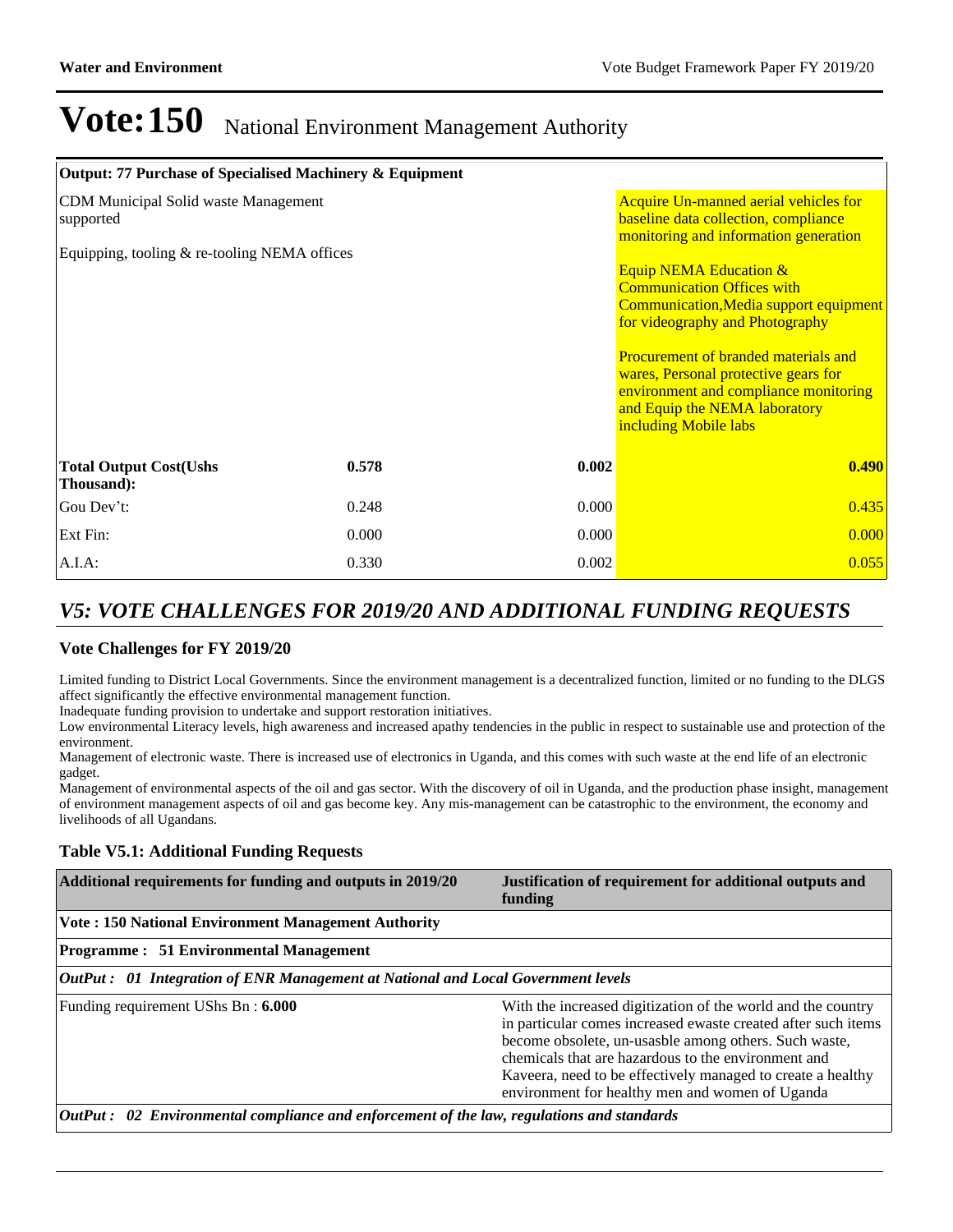# Vote:150 National Environment Management Authority

| Output: 77 Purchase of Specialised Machinery & Equipment | | | |
|---|---|---|---|
| CDM Municipal Solid waste Management supported<br><br>Equipping, tooling & re-tooling NEMA offices | | | Acquire Un-manned aerial vehicles for baseline data collection, compliance monitoring and information generation<br><br>Equip NEMA Education & Communication Offices with Communication,Media support equipment for videography and Photography<br><br>Procurement of branded materials and wares, Personal protective gears for environment and compliance monitoring and Equip the NEMA laboratory including Mobile labs |
| **Total Output Cost(Ushs Thousand):** | **0.578** | **0.002** | **0.490** |
| Gou Dev't: | 0.248 | 0.000 | 0.435 |
| Ext Fin: | 0.000 | 0.000 | 0.000 |
| A.I.A: | 0.330 | 0.002 | 0.055 |

## *V5: VOTE CHALLENGES FOR 2019/20 AND ADDITIONAL FUNDING REQUESTS*

### Vote Challenges for FY 2019/20

Limited funding to District Local Governments. Since the environment management is a decentralized function, limited or no funding to the DLGS affect significantly the effective environmental management function.
Inadequate funding provision to undertake and support restoration initiatives.
Low environmental Literacy levels, high awareness and increased apathy tendencies in the public in respect to sustainable use and protection of the environment.
Management of electronic waste. There is increased use of electronics in Uganda, and this comes with such waste at the end life of an electronic gadget.
Management of environmental aspects of the oil and gas sector. With the discovery of oil in Uganda, and the production phase insight, management of environment management aspects of oil and gas become key. Any mis-management can be catastrophic to the environment, the economy and livelihoods of all Ugandans.

### Table V5.1: Additional Funding Requests

| Additional requirements for funding and outputs in 2019/20 | Justification of requirement for additional outputs and funding |
|---|---|
| **Vote : 150 National Environment Management Authority** | |
| **Programme : 51 Environmental Management** | |
| ***OutPut : 01 Integration of ENR Management at National and Local Government levels*** | |
| Funding requirement UShs Bn : **6.000** | With the increased digitization of the world and the country in particular comes increased ewaste created after such items become obsolete, un-usasble among others. Such waste, chemicals that are hazardous to the environment and Kaveera, need to be effectively managed to create a healthy environment for healthy men and women of Uganda |
| ***OutPut : 02 Environmental compliance and enforcement of the law, regulations and standards*** | |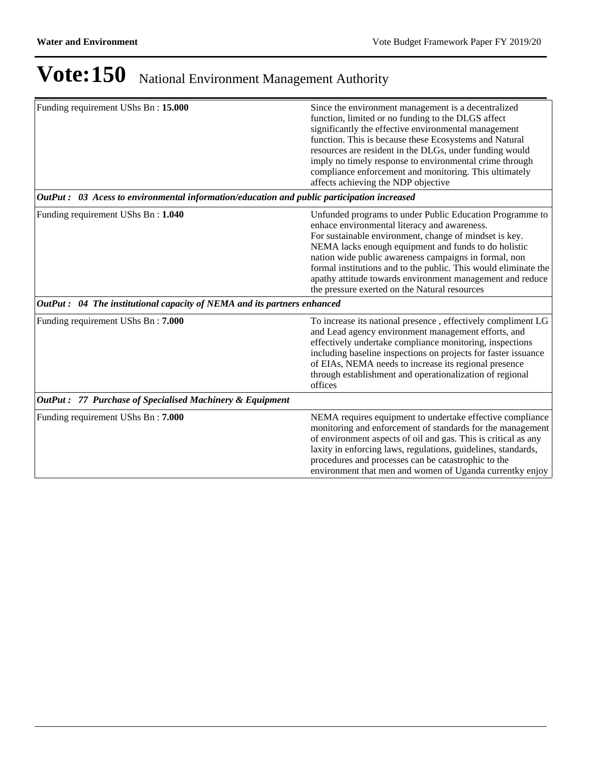# Vote:150 National Environment Management Authority

| | |
|---|---|
| Funding requirement UShs Bn : **15.000** | Since the environment management is a decentralized function, limited or no funding to the DLGS affect significantly the effective environmental management function. This is because these Ecosystems and Natural resources are resident in the DLGs, under funding would imply no timely response to environmental crime through compliance enforcement and monitoring. This ultimately affects achieving the NDP objective |
| ***OutPut : 03 Acess to environmental information/education and public participation increased*** | |
| Funding requirement UShs Bn : **1.040** | Unfunded programs to under Public Education Programme to enhace environmental literacy and awareness. For sustainable environment, change of mindset is key. NEMA lacks enough equipment and funds to do holistic nation wide public awareness campaigns in formal, non formal institutions and to the public. This would eliminate the apathy attitude towards environment management and reduce the pressure exerted on the Natural resources |
| ***OutPut : 04 The institutional capacity of NEMA and its partners enhanced*** | |
| Funding requirement UShs Bn : **7.000** | To increase its national presence , effectively compliment LG and Lead agency environment management efforts, and effectively undertake compliance monitoring, inspections including baseline inspections on projects for faster issuance of EIAs, NEMA needs to increase its regional presence through establishment and operationalization of regional offices |
| ***OutPut : 77 Purchase of Specialised Machinery & Equipment*** | |
| Funding requirement UShs Bn : **7.000** | NEMA requires equipment to undertake effective compliance monitoring and enforcement of standards for the management of environment aspects of oil and gas. This is critical as any laxity in enforcing laws, regulations, guidelines, standards, procedures and processes can be catastrophic to the environment that men and women of Uganda currentky enjoy |